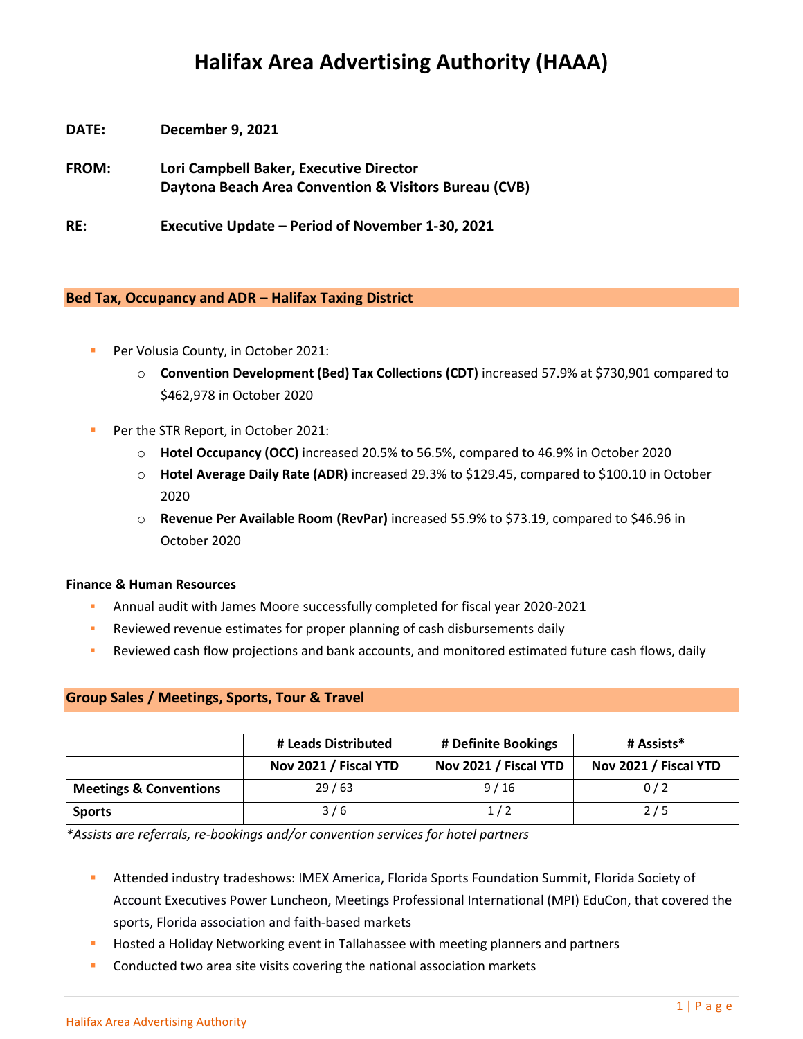# Halifax Area Advertising Authority (HAAA)

**DATE:** December 9, 2021

**FROM:** Lori Campbell Baker, Executive Director
Daytona Beach Area Convention & Visitors Bureau (CVB)

**RE:** Executive Update – Period of November 1-30, 2021

## Bed Tax, Occupancy and ADR – Halifax Taxing District

- Per Volusia County, in October 2021:
  - **Convention Development (Bed) Tax Collections (CDT)** increased 57.9% at $730,901 compared to $462,978 in October 2020
- Per the STR Report, in October 2021:
  - **Hotel Occupancy (OCC)** increased 20.5% to 56.5%, compared to 46.9% in October 2020
  - **Hotel Average Daily Rate (ADR)** increased 29.3% to $129.45, compared to $100.10 in October 2020
  - **Revenue Per Available Room (RevPar)** increased 55.9% to $73.19, compared to $46.96 in October 2020

### Finance & Human Resources

- Annual audit with James Moore successfully completed for fiscal year 2020-2021
- Reviewed revenue estimates for proper planning of cash disbursements daily
- Reviewed cash flow projections and bank accounts, and monitored estimated future cash flows, daily

## Group Sales / Meetings, Sports, Tour & Travel

| | # Leads Distributed | # Definite Bookings | # Assists* |
|---|---|---|---|
| | Nov 2021 / Fiscal YTD | Nov 2021 / Fiscal YTD | Nov 2021 / Fiscal YTD |
| **Meetings & Conventions** | 29 / 63 | 9 / 16 | 0 / 2 |
| **Sports** | 3 / 6 | 1 / 2 | 2 / 5 |

*\*Assists are referrals, re-bookings and/or convention services for hotel partners*

- Attended industry tradeshows: IMEX America, Florida Sports Foundation Summit, Florida Society of Account Executives Power Luncheon, Meetings Professional International (MPI) EduCon, that covered the sports, Florida association and faith-based markets
- Hosted a Holiday Networking event in Tallahassee with meeting planners and partners
- Conducted two area site visits covering the national association markets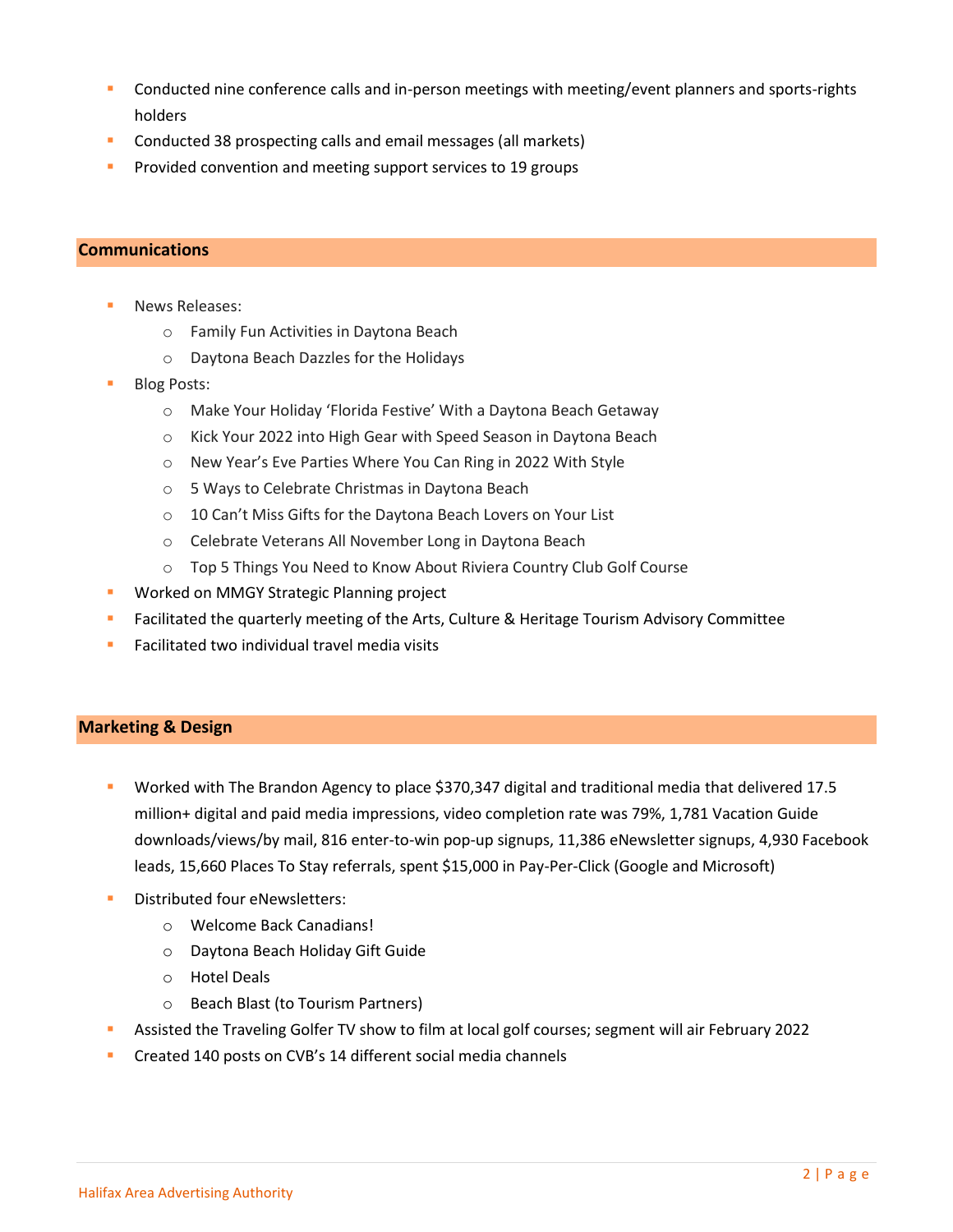- Conducted nine conference calls and in-person meetings with meeting/event planners and sports-rights holders
- Conducted 38 prospecting calls and email messages (all markets)
- Provided convention and meeting support services to 19 groups

## Communications

- News Releases:
  - Family Fun Activities in Daytona Beach
  - Daytona Beach Dazzles for the Holidays
- Blog Posts:
  - Make Your Holiday 'Florida Festive' With a Daytona Beach Getaway
  - Kick Your 2022 into High Gear with Speed Season in Daytona Beach
  - New Year's Eve Parties Where You Can Ring in 2022 With Style
  - 5 Ways to Celebrate Christmas in Daytona Beach
  - 10 Can't Miss Gifts for the Daytona Beach Lovers on Your List
  - Celebrate Veterans All November Long in Daytona Beach
  - Top 5 Things You Need to Know About Riviera Country Club Golf Course
- Worked on MMGY Strategic Planning project
- Facilitated the quarterly meeting of the Arts, Culture & Heritage Tourism Advisory Committee
- Facilitated two individual travel media visits

## Marketing & Design

- Worked with The Brandon Agency to place $370,347 digital and traditional media that delivered 17.5 million+ digital and paid media impressions, video completion rate was 79%, 1,781 Vacation Guide downloads/views/by mail, 816 enter-to-win pop-up signups, 11,386 eNewsletter signups, 4,930 Facebook leads, 15,660 Places To Stay referrals, spent $15,000 in Pay-Per-Click (Google and Microsoft)
- Distributed four eNewsletters:
  - Welcome Back Canadians!
  - Daytona Beach Holiday Gift Guide
  - Hotel Deals
  - Beach Blast (to Tourism Partners)
- Assisted the Traveling Golfer TV show to film at local golf courses; segment will air February 2022
- Created 140 posts on CVB's 14 different social media channels